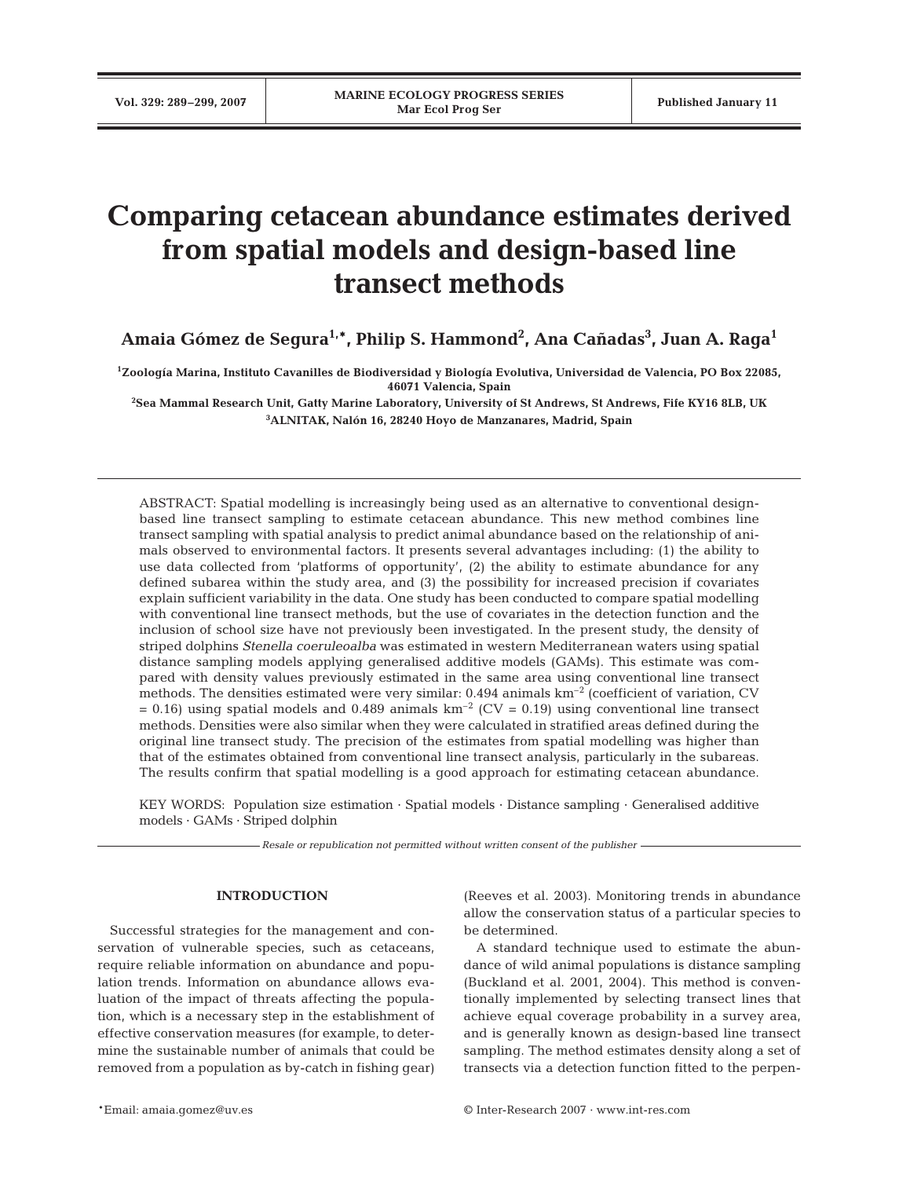# Comparing cetacean abundance estimates derived from spatial models and design-based line transect methods

**Amaia Gómez de Segura[1,*], Philip S. Hammond[2], Ana Cañadas[3], Juan A. Raga[1]**

[1]Zoología Marina, Instituto Cavanilles de Biodiversidad y Biología Evolutiva, Universidad de Valencia, PO Box 22085, 46071 Valencia, Spain

[2]Sea Mammal Research Unit, Gatty Marine Laboratory, University of St Andrews, St Andrews, Fife KY16 8LB, UK

[3]ALNITAK, Nalón 16, 28240 Hoyo de Manzanares, Madrid, Spain

ABSTRACT: Spatial modelling is increasingly being used as an alternative to conventional design-based line transect sampling to estimate cetacean abundance. This new method combines line transect sampling with spatial analysis to predict animal abundance based on the relationship of animals observed to environmental factors. It presents several advantages including: (1) the ability to use data collected from 'platforms of opportunity', (2) the ability to estimate abundance for any defined subarea within the study area, and (3) the possibility for increased precision if covariates explain sufficient variability in the data. One study has been conducted to compare spatial modelling with conventional line transect methods, but the use of covariates in the detection function and the inclusion of school size have not previously been investigated. In the present study, the density of striped dolphins *Stenella coeruleoalba* was estimated in western Mediterranean waters using spatial distance sampling models applying generalised additive models (GAMs). This estimate was compared with density values previously estimated in the same area using conventional line transect methods. The densities estimated were very similar: 0.494 animals km$^{-2}$ (coefficient of variation, CV = 0.16) using spatial models and 0.489 animals km$^{-2}$ (CV = 0.19) using conventional line transect methods. Densities were also similar when they were calculated in stratified areas defined during the original line transect study. The precision of the estimates from spatial modelling was higher than that of the estimates obtained from conventional line transect analysis, particularly in the subareas. The results confirm that spatial modelling is a good approach for estimating cetacean abundance.

KEY WORDS: Population size estimation · Spatial models · Distance sampling · Generalised additive models · GAMs · Striped dolphin

*Resale or republication not permitted without written consent of the publisher*

## INTRODUCTION

Successful strategies for the management and conservation of vulnerable species, such as cetaceans, require reliable information on abundance and population trends. Information on abundance allows evaluation of the impact of threats affecting the population, which is a necessary step in the establishment of effective conservation measures (for example, to determine the sustainable number of animals that could be removed from a population as by-catch in fishing gear) (Reeves et al. 2003). Monitoring trends in abundance allow the conservation status of a particular species to be determined.

A standard technique used to estimate the abundance of wild animal populations is distance sampling (Buckland et al. 2001, 2004). This method is conventionally implemented by selecting transect lines that achieve equal coverage probability in a survey area, and is generally known as design-based line transect sampling. The method estimates density along a set of transects via a detection function fitted to the perpen-

*Email: amaia.gomez@uv.es

© Inter-Research 2007 · www.int-res.com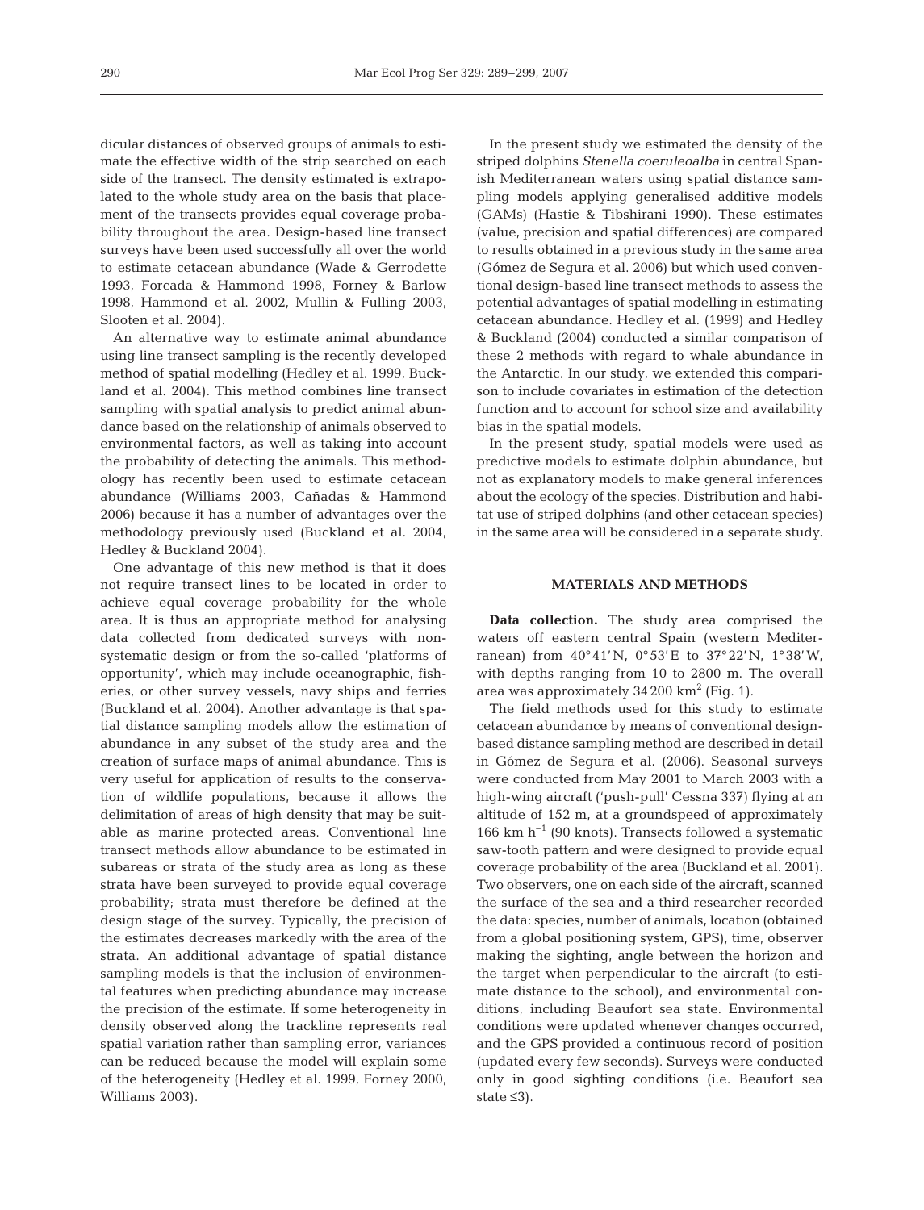dicular distances of observed groups of animals to estimate the effective width of the strip searched on each side of the transect. The density estimated is extrapolated to the whole study area on the basis that placement of the transects provides equal coverage probability throughout the area. Design-based line transect surveys have been used successfully all over the world to estimate cetacean abundance (Wade & Gerrodette 1993, Forcada & Hammond 1998, Forney & Barlow 1998, Hammond et al. 2002, Mullin & Fulling 2003, Slooten et al. 2004).

An alternative way to estimate animal abundance using line transect sampling is the recently developed method of spatial modelling (Hedley et al. 1999, Buckland et al. 2004). This method combines line transect sampling with spatial analysis to predict animal abundance based on the relationship of animals observed to environmental factors, as well as taking into account the probability of detecting the animals. This methodology has recently been used to estimate cetacean abundance (Williams 2003, Cañadas & Hammond 2006) because it has a number of advantages over the methodology previously used (Buckland et al. 2004, Hedley & Buckland 2004).

One advantage of this new method is that it does not require transect lines to be located in order to achieve equal coverage probability for the whole area. It is thus an appropriate method for analysing data collected from dedicated surveys with non-systematic design or from the so-called 'platforms of opportunity', which may include oceanographic, fisheries, or other survey vessels, navy ships and ferries (Buckland et al. 2004). Another advantage is that spatial distance sampling models allow the estimation of abundance in any subset of the study area and the creation of surface maps of animal abundance. This is very useful for application of results to the conservation of wildlife populations, because it allows the delimitation of areas of high density that may be suitable as marine protected areas. Conventional line transect methods allow abundance to be estimated in subareas or strata of the study area as long as these strata have been surveyed to provide equal coverage probability; strata must therefore be defined at the design stage of the survey. Typically, the precision of the estimates decreases markedly with the area of the strata. An additional advantage of spatial distance sampling models is that the inclusion of environmental features when predicting abundance may increase the precision of the estimate. If some heterogeneity in density observed along the trackline represents real spatial variation rather than sampling error, variances can be reduced because the model will explain some of the heterogeneity (Hedley et al. 1999, Forney 2000, Williams 2003).

In the present study we estimated the density of the striped dolphins *Stenella coeruleoalba* in central Spanish Mediterranean waters using spatial distance sampling models applying generalised additive models (GAMs) (Hastie & Tibshirani 1990). These estimates (value, precision and spatial differences) are compared to results obtained in a previous study in the same area (Gómez de Segura et al. 2006) but which used conventional design-based line transect methods to assess the potential advantages of spatial modelling in estimating cetacean abundance. Hedley et al. (1999) and Hedley & Buckland (2004) conducted a similar comparison of these 2 methods with regard to whale abundance in the Antarctic. In our study, we extended this comparison to include covariates in estimation of the detection function and to account for school size and availability bias in the spatial models.

In the present study, spatial models were used as predictive models to estimate dolphin abundance, but not as explanatory models to make general inferences about the ecology of the species. Distribution and habitat use of striped dolphins (and other cetacean species) in the same area will be considered in a separate study.

## MATERIALS AND METHODS

**Data collection.** The study area comprised the waters off eastern central Spain (western Mediterranean) from 40°41'N, 0°53'E to 37°22'N, 1°38'W, with depths ranging from 10 to 2800 m. The overall area was approximately 34 200 $km^2$ (Fig. 1).

The field methods used for this study to estimate cetacean abundance by means of conventional design-based distance sampling method are described in detail in Gómez de Segura et al. (2006). Seasonal surveys were conducted from May 2001 to March 2003 with a high-wing aircraft ('push-pull' Cessna 337) flying at an altitude of 152 m, at a groundspeed of approximately 166 km $h^{-1}$ (90 knots). Transects followed a systematic saw-tooth pattern and were designed to provide equal coverage probability of the area (Buckland et al. 2001). Two observers, one on each side of the aircraft, scanned the surface of the sea and a third researcher recorded the data: species, number of animals, location (obtained from a global positioning system, GPS), time, observer making the sighting, angle between the horizon and the target when perpendicular to the aircraft (to estimate distance to the school), and environmental conditions, including Beaufort sea state. Environmental conditions were updated whenever changes occurred, and the GPS provided a continuous record of position (updated every few seconds). Surveys were conducted only in good sighting conditions (i.e. Beaufort sea state ≤3).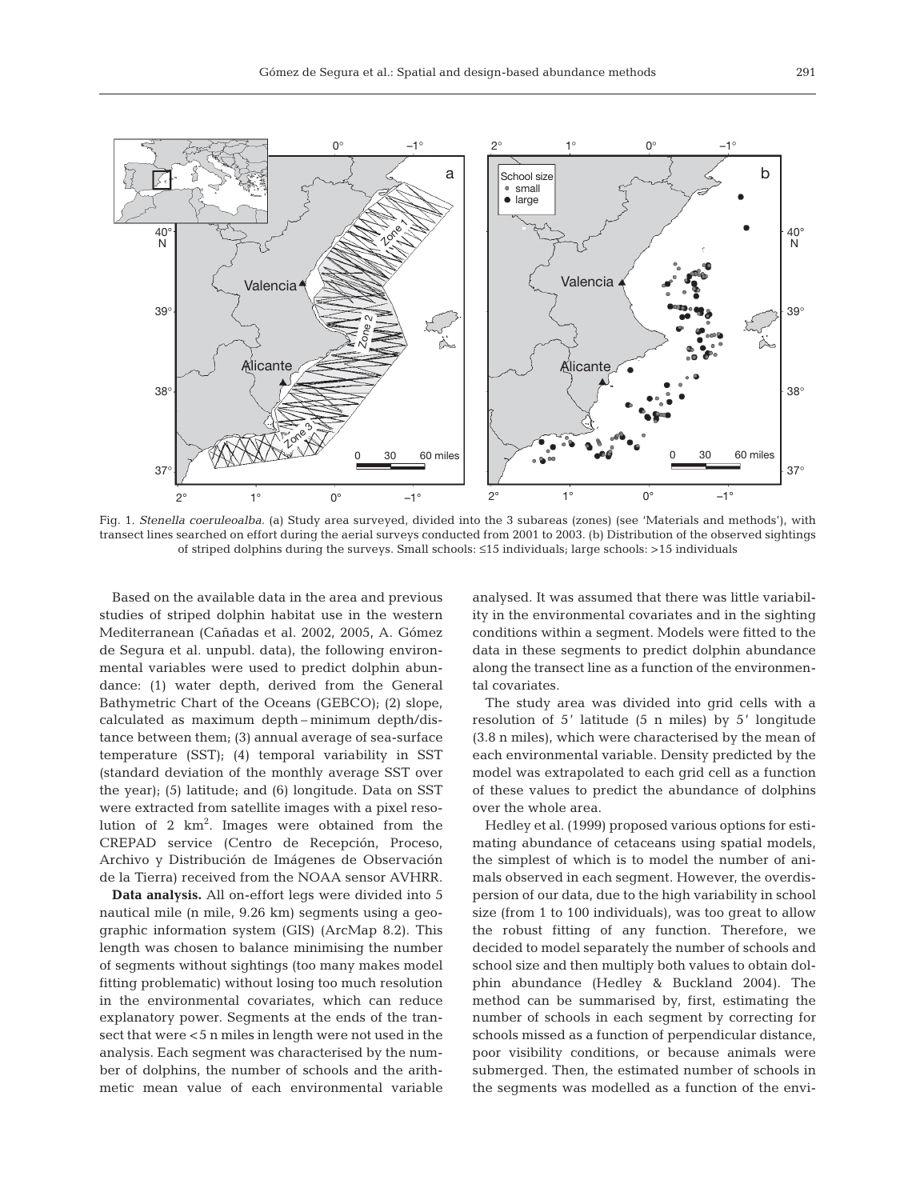Fig. 1. *Stenella coeruleoalba*. (a) Study area surveyed, divided into the 3 subareas (zones) (see 'Materials and methods'), with transect lines searched on effort during the aerial surveys conducted from 2001 to 2003. (b) Distribution of the observed sightings of striped dolphins during the surveys. Small schools: ≤15 individuals; large schools: >15 individuals

Based on the available data in the area and previous studies of striped dolphin habitat use in the western Mediterranean (Cañadas et al. 2002, 2005, A. Gómez de Segura et al. unpubl. data), the following environmental variables were used to predict dolphin abundance: (1) water depth, derived from the General Bathymetric Chart of the Oceans (GEBCO); (2) slope, calculated as maximum depth – minimum depth/distance between them; (3) annual average of sea-surface temperature (SST); (4) temporal variability in SST (standard deviation of the monthly average SST over the year); (5) latitude; and (6) longitude. Data on SST were extracted from satellite images with a pixel resolution of 2 $km^2$. Images were obtained from the CREPAD service (Centro de Recepción, Proceso, Archivo y Distribución de Imágenes de Observación de la Tierra) received from the NOAA sensor AVHRR.

**Data analysis.** All on-effort legs were divided into 5 nautical mile (n mile, 9.26 km) segments using a geographic information system (GIS) (ArcMap 8.2). This length was chosen to balance minimising the number of segments without sightings (too many makes model fitting problematic) without losing too much resolution in the environmental covariates, which can reduce explanatory power. Segments at the ends of the transect that were <5 n miles in length were not used in the analysis. Each segment was characterised by the number of dolphins, the number of schools and the arithmetic mean value of each environmental variable analysed. It was assumed that there was little variability in the environmental covariates and in the sighting conditions within a segment. Models were fitted to the data in these segments to predict dolphin abundance along the transect line as a function of the environmental covariates.

The study area was divided into grid cells with a resolution of 5′ latitude (5 n miles) by 5′ longitude (3.8 n miles), which were characterised by the mean of each environmental variable. Density predicted by the model was extrapolated to each grid cell as a function of these values to predict the abundance of dolphins over the whole area.

Hedley et al. (1999) proposed various options for estimating abundance of cetaceans using spatial models, the simplest of which is to model the number of animals observed in each segment. However, the overdispersion of our data, due to the high variability in school size (from 1 to 100 individuals), was too great to allow the robust fitting of any function. Therefore, we decided to model separately the number of schools and school size and then multiply both values to obtain dolphin abundance (Hedley & Buckland 2004). The method can be summarised by, first, estimating the number of schools in each segment by correcting for schools missed as a function of perpendicular distance, poor visibility conditions, or because animals were submerged. Then, the estimated number of schools in the segments was modelled as a function of the envi-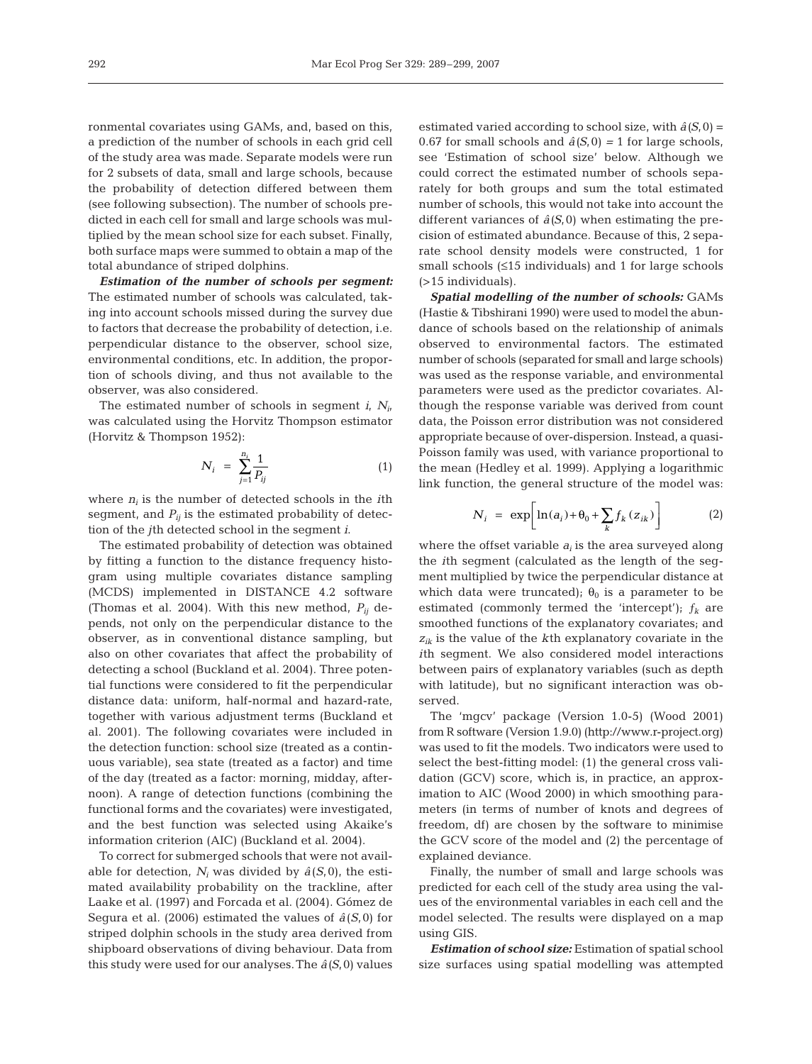ronmental covariates using GAMs, and, based on this, a prediction of the number of schools in each grid cell of the study area was made. Separate models were run for 2 subsets of data, small and large schools, because the probability of detection differed between them (see following subsection). The number of schools predicted in each cell for small and large schools was multiplied by the mean school size for each subset. Finally, both surface maps were summed to obtain a map of the total abundance of striped dolphins.

***Estimation of the number of schools per segment:*** The estimated number of schools was calculated, taking into account schools missed during the survey due to factors that decrease the probability of detection, i.e. perpendicular distance to the observer, school size, environmental conditions, etc. In addition, the proportion of schools diving, and thus not available to the observer, was also considered.

The estimated number of schools in segment $i$, $N_i$, was calculated using the Horvitz Thompson estimator (Horvitz & Thompson 1952):

$$N_i = \sum_{j=1}^{n_i} \frac{1}{P_{ij}} \tag{1}$$

where $n_i$ is the number of detected schools in the $i$th segment, and $P_{ij}$ is the estimated probability of detection of the $j$th detected school in the segment $i$.

The estimated probability of detection was obtained by fitting a function to the distance frequency histogram using multiple covariates distance sampling (MCDS) implemented in DISTANCE 4.2 software (Thomas et al. 2004). With this new method, $P_{ij}$ depends, not only on the perpendicular distance to the observer, as in conventional distance sampling, but also on other covariates that affect the probability of detecting a school (Buckland et al. 2004). Three potential functions were considered to fit the perpendicular distance data: uniform, half-normal and hazard-rate, together with various adjustment terms (Buckland et al. 2001). The following covariates were included in the detection function: school size (treated as a continuous variable), sea state (treated as a factor) and time of the day (treated as a factor: morning, midday, afternoon). A range of detection functions (combining the functional forms and the covariates) were investigated, and the best function was selected using Akaike's information criterion (AIC) (Buckland et al. 2004).

To correct for submerged schools that were not available for detection, $N_i$ was divided by $\hat{a}(S,0)$, the estimated availability probability on the trackline, after Laake et al. (1997) and Forcada et al. (2004). Gómez de Segura et al. (2006) estimated the values of $\hat{a}(S,0)$ for striped dolphin schools in the study area derived from shipboard observations of diving behaviour. Data from this study were used for our analyses. The $\hat{a}(S,0)$ values estimated varied according to school size, with $\hat{a}(S,0) = 0.67$ for small schools and $\hat{a}(S,0) = 1$ for large schools, see 'Estimation of school size' below. Although we could correct the estimated number of schools separately for both groups and sum the total estimated number of schools, this would not take into account the different variances of $\hat{a}(S,0)$ when estimating the precision of estimated abundance. Because of this, 2 separate school density models were constructed, 1 for small schools (≤15 individuals) and 1 for large schools (>15 individuals).

***Spatial modelling of the number of schools:*** GAMs (Hastie & Tibshirani 1990) were used to model the abundance of schools based on the relationship of animals observed to environmental factors. The estimated number of schools (separated for small and large schools) was used as the response variable, and environmental parameters were used as the predictor covariates. Although the response variable was derived from count data, the Poisson error distribution was not considered appropriate because of over-dispersion. Instead, a quasi-Poisson family was used, with variance proportional to the mean (Hedley et al. 1999). Applying a logarithmic link function, the general structure of the model was:

$$N_i = \exp\left[\ln(a_i) + \theta_0 + \sum_k f_k(z_{ik})\right] \tag{2}$$

where the offset variable $a_i$ is the area surveyed along the $i$th segment (calculated as the length of the segment multiplied by twice the perpendicular distance at which data were truncated); $\theta_0$ is a parameter to be estimated (commonly termed the 'intercept'); $f_k$ are smoothed functions of the explanatory covariates; and $z_{ik}$ is the value of the $k$th explanatory covariate in the $i$th segment. We also considered model interactions between pairs of explanatory variables (such as depth with latitude), but no significant interaction was observed.

The 'mgcv' package (Version 1.0-5) (Wood 2001) from R software (Version 1.9.0) (http://www.r-project.org) was used to fit the models. Two indicators were used to select the best-fitting model: (1) the general cross validation (GCV) score, which is, in practice, an approximation to AIC (Wood 2000) in which smoothing parameters (in terms of number of knots and degrees of freedom, df) are chosen by the software to minimise the GCV score of the model and (2) the percentage of explained deviance.

Finally, the number of small and large schools was predicted for each cell of the study area using the values of the environmental variables in each cell and the model selected. The results were displayed on a map using GIS.

***Estimation of school size:*** Estimation of spatial school size surfaces using spatial modelling was attempted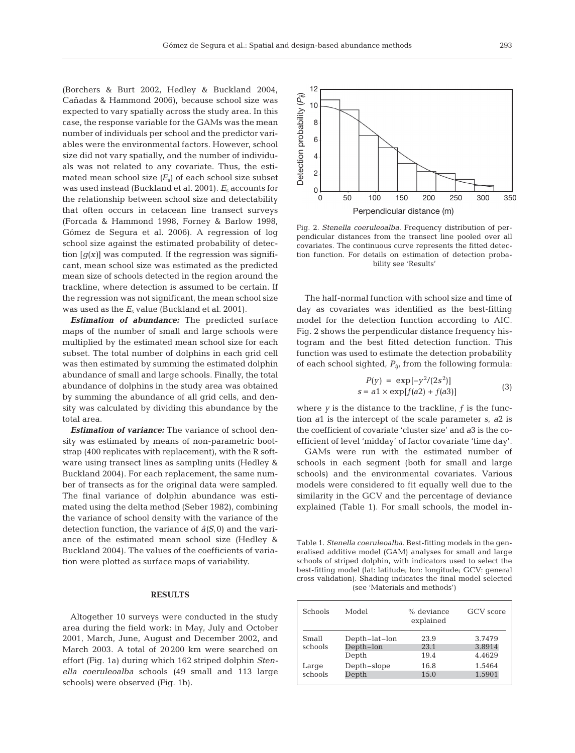(Borchers & Burt 2002, Hedley & Buckland 2004, Cañadas & Hammond 2006), because school size was expected to vary spatially across the study area. In this case, the response variable for the GAMs was the mean number of individuals per school and the predictor variables were the environmental factors. However, school size did not vary spatially, and the number of individuals was not related to any covariate. Thus, the estimated mean school size ($E_s$) of each school size subset was used instead (Buckland et al. 2001). $E_s$ accounts for the relationship between school size and detectability that often occurs in cetacean line transect surveys (Forcada & Hammond 1998, Forney & Barlow 1998, Gómez de Segura et al. 2006). A regression of log school size against the estimated probability of detection [$g(x)$] was computed. If the regression was significant, mean school size was estimated as the predicted mean size of schools detected in the region around the trackline, where detection is assumed to be certain. If the regression was not significant, the mean school size was used as the $E_s$ value (Buckland et al. 2001).

***Estimation of abundance:*** The predicted surface maps of the number of small and large schools were multiplied by the estimated mean school size for each subset. The total number of dolphins in each grid cell was then estimated by summing the estimated dolphin abundance of small and large schools. Finally, the total abundance of dolphins in the study area was obtained by summing the abundance of all grid cells, and density was calculated by dividing this abundance by the total area.

***Estimation of variance:*** The variance of school density was estimated by means of non-parametric bootstrap (400 replicates with replacement), with the R software using transect lines as sampling units (Hedley & Buckland 2004). For each replacement, the same number of transects as for the original data were sampled. The final variance of dolphin abundance was estimated using the delta method (Seber 1982), combining the variance of school density with the variance of the detection function, the variance of $\hat{a}(S,0)$ and the variance of the estimated mean school size (Hedley & Buckland 2004). The values of the coefficients of variation were plotted as surface maps of variability.

## RESULTS

Altogether 10 surveys were conducted in the study area during the field work: in May, July and October 2001, March, June, August and December 2002, and March 2003. A total of 20200 km were searched on effort (Fig. 1a) during which 162 striped dolphin *Stenella coeruleoalba* schools (49 small and 113 large schools) were observed (Fig. 1b).

Fig. 2. *Stenella coeruleoalba.* Frequency distribution of perpendicular distances from the transect line pooled over all covariates. The continuous curve represents the fitted detection function. For details on estimation of detection probability see 'Results'

The half-normal function with school size and time of day as covariates was identified as the best-fitting model for the detection function according to AIC. Fig. 2 shows the perpendicular distance frequency histogram and the best fitted detection function. This function was used to estimate the detection probability of each school sighted, $P_{ij}$, from the following formula:

$$P(y) = \exp[-y^2/(2s^2)]$$
$$s = a1 \times \exp[f(a2) + f(a3)] \tag{3}$$

where $y$ is the distance to the trackline, $f$ is the function $a1$ is the intercept of the scale parameter $s$, $a2$ is the coefficient of covariate 'cluster size' and $a3$ is the coefficient of level 'midday' of factor covariate 'time day'.

GAMs were run with the estimated number of schools in each segment (both for small and large schools) and the environmental covariates. Various models were considered to fit equally well due to the similarity in the GCV and the percentage of deviance explained (Table 1). For small schools, the model in-

Table 1. *Stenella coeruleoalba.* Best-fitting models in the generalised additive model (GAM) analyses for small and large schools of striped dolphin, with indicators used to select the best-fitting model (lat: latitude; lon: longitude; GCV: general cross validation). Shading indicates the final model selected (see 'Materials and methods')

| Schools | Model | % deviance explained | GCV score |
|---|---|---|---|
| Small schools | Depth–lat–lon | 23.9 | 3.7479 |
| | Depth–lon | 23.1 | 3.8914 |
| | Depth | 19.4 | 4.4629 |
| Large schools | Depth–slope | 16.8 | 1.5464 |
| | Depth | 15.0 | 1.5901 |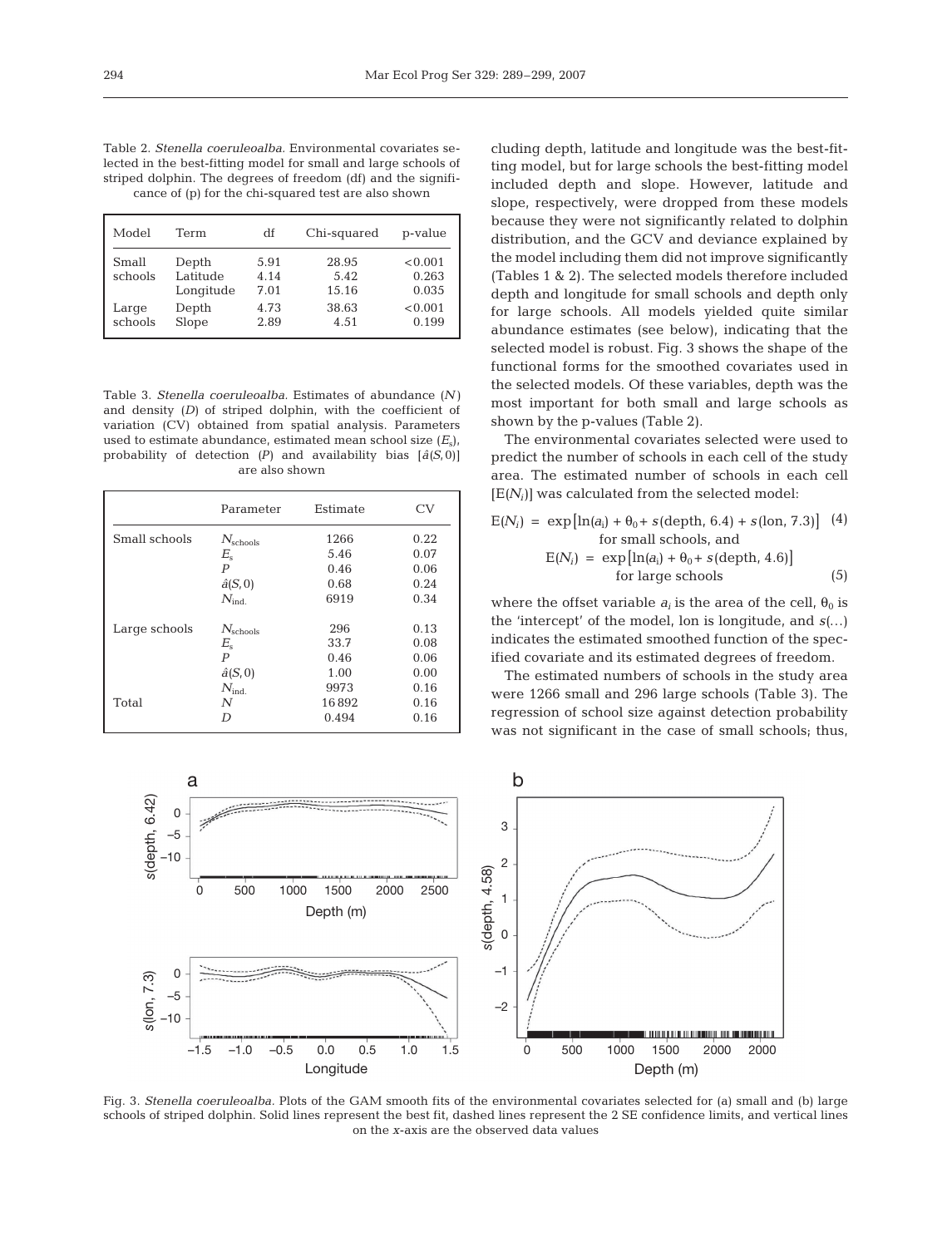Table 2. *Stenella coeruleoalba*. Environmental covariates selected in the best-fitting model for small and large schools of striped dolphin. The degrees of freedom (df) and the significance of (p) for the chi-squared test are also shown

| Model | Term | df | Chi-squared | p-value |
|---|---|---|---|---|
| Small schools | Depth | 5.91 | 28.95 | <0.001 |
| | Latitude | 4.14 | 5.42 | 0.263 |
| | Longitude | 7.01 | 15.16 | 0.035 |
| Large schools | Depth | 4.73 | 38.63 | <0.001 |
| | Slope | 2.89 | 4.51 | 0.199 |

Table 3. *Stenella coeruleoalba*. Estimates of abundance ($N$) and density ($D$) of striped dolphin, with the coefficient of variation (CV) obtained from spatial analysis. Parameters used to estimate abundance, estimated mean school size ($E_s$), probability of detection ($P$) and availability bias [$\hat{a}(S,0)$] are also shown

| | Parameter | Estimate | CV |
|---|---|---|---|
| Small schools | $N_{schools}$ | 1266 | 0.22 |
| | $E_s$ | 5.46 | 0.07 |
| | $P$ | 0.46 | 0.06 |
| | $\hat{a}(S,0)$ | 0.68 | 0.24 |
| | $N_{ind.}$ | 6919 | 0.34 |
| Large schools | $N_{schools}$ | 296 | 0.13 |
| | $E_s$ | 33.7 | 0.08 |
| | $P$ | 0.46 | 0.06 |
| | $\hat{a}(S,0)$ | 1.00 | 0.00 |
| | $N_{ind.}$ | 9973 | 0.16 |
| Total | $N$ | 16892 | 0.16 |
| | $D$ | 0.494 | 0.16 |

cluding depth, latitude and longitude was the best-fitting model, but for large schools the best-fitting model included depth and slope. However, latitude and slope, respectively, were dropped from these models because they were not significantly related to dolphin distribution, and the GCV and deviance explained by the model including them did not improve significantly (Tables 1 & 2). The selected models therefore included depth and longitude for small schools and depth only for large schools. All models yielded quite similar abundance estimates (see below), indicating that the selected model is robust. Fig. 3 shows the shape of the functional forms for the smoothed covariates used in the selected models. Of these variables, depth was the most important for both small and large schools as shown by the p-values (Table 2).

The environmental covariates selected were used to predict the number of schools in each cell of the study area. The estimated number of schools in each cell [$E(N_i)$] was calculated from the selected model:

$$E(N_i) = \exp\left[\ln(a_i) + \theta_0 + s(\text{depth}, 6.4) + s(\text{lon}, 7.3)\right] \quad (4)$$

for small schools, and

$$E(N_i) = \exp\left[\ln(a_i) + \theta_0 + s(\text{depth}, 4.6)\right] \quad (5)$$

for large schools

where the offset variable $a_i$ is the area of the cell, $\theta_0$ is the 'intercept' of the model, lon is longitude, and $s(\ldots)$ indicates the estimated smoothed function of the specified covariate and its estimated degrees of freedom.

The estimated numbers of schools in the study area were 1266 small and 296 large schools (Table 3). The regression of school size against detection probability was not significant in the case of small schools; thus,

Fig. 3. *Stenella coeruleoalba*. Plots of the GAM smooth fits of the environmental covariates selected for (a) small and (b) large schools of striped dolphin. Solid lines represent the best fit, dashed lines represent the 2 SE confidence limits, and vertical lines on the *x*-axis are the observed data values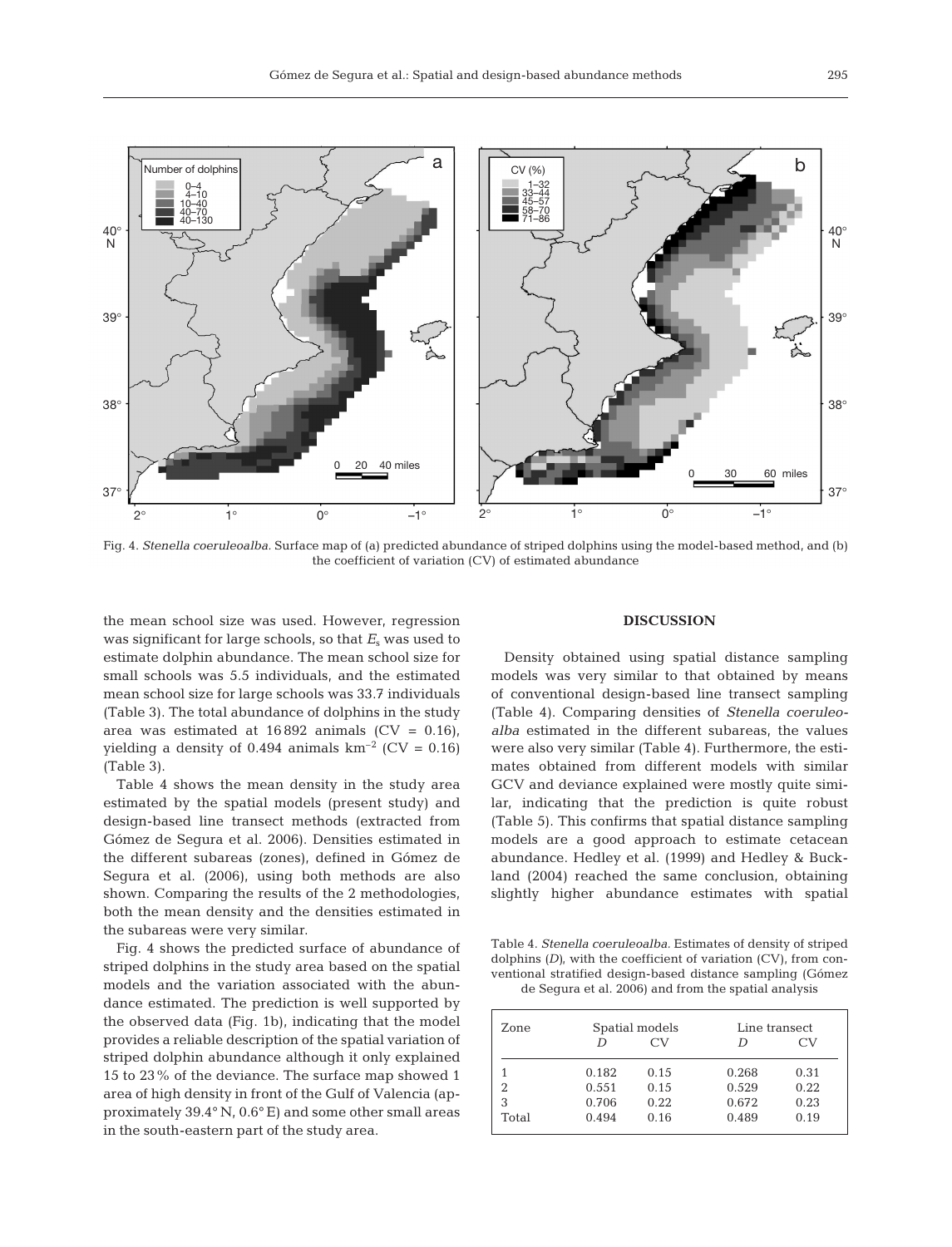Fig. 4. *Stenella coeruleoalba*. Surface map of (a) predicted abundance of striped dolphins using the model-based method, and (b) the coefficient of variation (CV) of estimated abundance

the mean school size was used. However, regression was significant for large schools, so that $E_s$ was used to estimate dolphin abundance. The mean school size for small schools was 5.5 individuals, and the estimated mean school size for large schools was 33.7 individuals (Table 3). The total abundance of dolphins in the study area was estimated at 16 892 animals (CV = 0.16), yielding a density of 0.494 animals km$^{-2}$ (CV = 0.16) (Table 3).

Table 4 shows the mean density in the study area estimated by the spatial models (present study) and design-based line transect methods (extracted from Gómez de Segura et al. 2006). Densities estimated in the different subareas (zones), defined in Gómez de Segura et al. (2006), using both methods are also shown. Comparing the results of the 2 methodologies, both the mean density and the densities estimated in the subareas were very similar.

Fig. 4 shows the predicted surface of abundance of striped dolphins in the study area based on the spatial models and the variation associated with the abundance estimated. The prediction is well supported by the observed data (Fig. 1b), indicating that the model provides a reliable description of the spatial variation of striped dolphin abundance although it only explained 15 to 23% of the deviance. The surface map showed 1 area of high density in front of the Gulf of Valencia (approximately 39.4° N, 0.6° E) and some other small areas in the south-eastern part of the study area.

## DISCUSSION

Density obtained using spatial distance sampling models was very similar to that obtained by means of conventional design-based line transect sampling (Table 4). Comparing densities of *Stenella coeruleoalba* estimated in the different subareas, the values were also very similar (Table 4). Furthermore, the estimates obtained from different models with similar GCV and deviance explained were mostly quite similar, indicating that the prediction is quite robust (Table 5). This confirms that spatial distance sampling models are a good approach to estimate cetacean abundance. Hedley et al. (1999) and Hedley & Buckland (2004) reached the same conclusion, obtaining slightly higher abundance estimates with spatial

Table 4. *Stenella coeruleoalba*. Estimates of density of striped dolphins (*D*), with the coefficient of variation (CV), from conventional stratified design-based distance sampling (Gómez de Segura et al. 2006) and from the spatial analysis

| Zone | Spatial models | | Line transect | |
|---|---|---|---|---|
| | *D* | CV | *D* | CV |
| 1 | 0.182 | 0.15 | 0.268 | 0.31 |
| 2 | 0.551 | 0.15 | 0.529 | 0.22 |
| 3 | 0.706 | 0.22 | 0.672 | 0.23 |
| Total | 0.494 | 0.16 | 0.489 | 0.19 |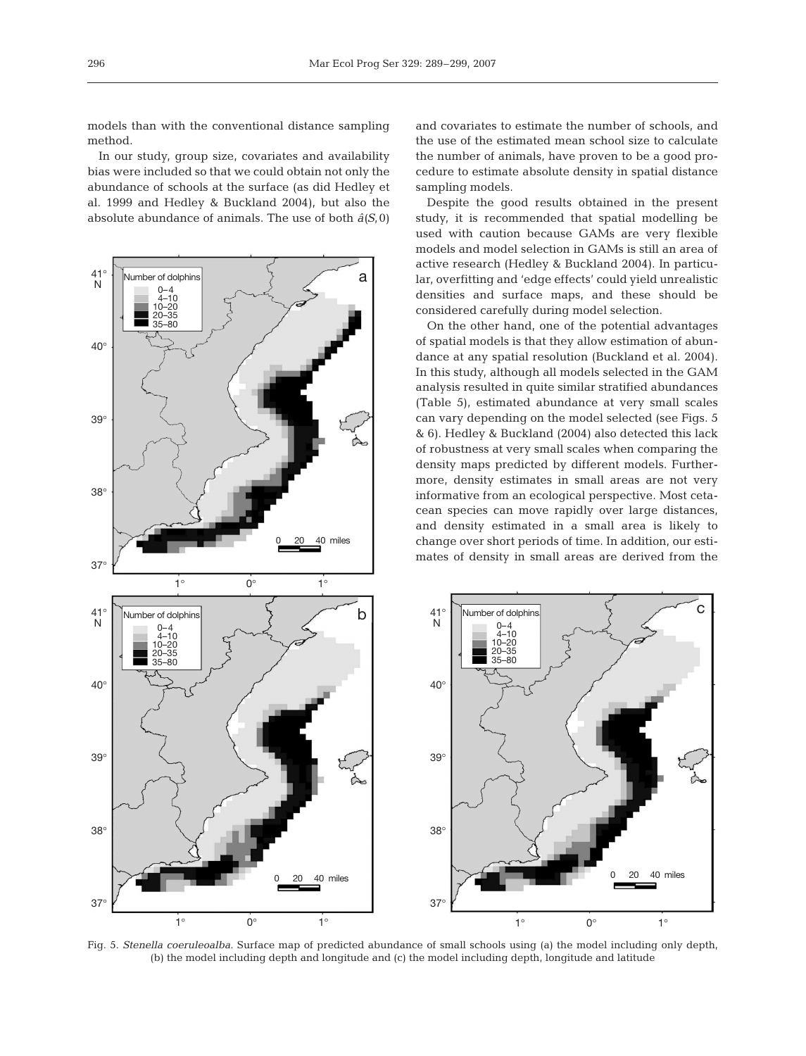models than with the conventional distance sampling method.

In our study, group size, covariates and availability bias were included so that we could obtain not only the abundance of schools at the surface (as did Hedley et al. 1999 and Hedley & Buckland 2004), but also the absolute abundance of animals. The use of both $\hat{a}(S,0)$ and covariates to estimate the number of schools, and the use of the estimated mean school size to calculate the number of animals, have proven to be a good procedure to estimate absolute density in spatial distance sampling models.

Despite the good results obtained in the present study, it is recommended that spatial modelling be used with caution because GAMs are very flexible models and model selection in GAMs is still an area of active research (Hedley & Buckland 2004). In particular, overfitting and 'edge effects' could yield unrealistic densities and surface maps, and these should be considered carefully during model selection.

On the other hand, one of the potential advantages of spatial models is that they allow estimation of abundance at any spatial resolution (Buckland et al. 2004). In this study, although all models selected in the GAM analysis resulted in quite similar stratified abundances (Table 5), estimated abundance at very small scales can vary depending on the model selected (see Figs. 5 & 6). Hedley & Buckland (2004) also detected this lack of robustness at very small scales when comparing the density maps predicted by different models. Furthermore, density estimates in small areas are not very informative from an ecological perspective. Most cetacean species can move rapidly over large distances, and density estimated in a small area is likely to change over short periods of time. In addition, our estimates of density in small areas are derived from the

Fig. 5. *Stenella coeruleoalba.* Surface map of predicted abundance of small schools using (a) the model including only depth, (b) the model including depth and longitude and (c) the model including depth, longitude and latitude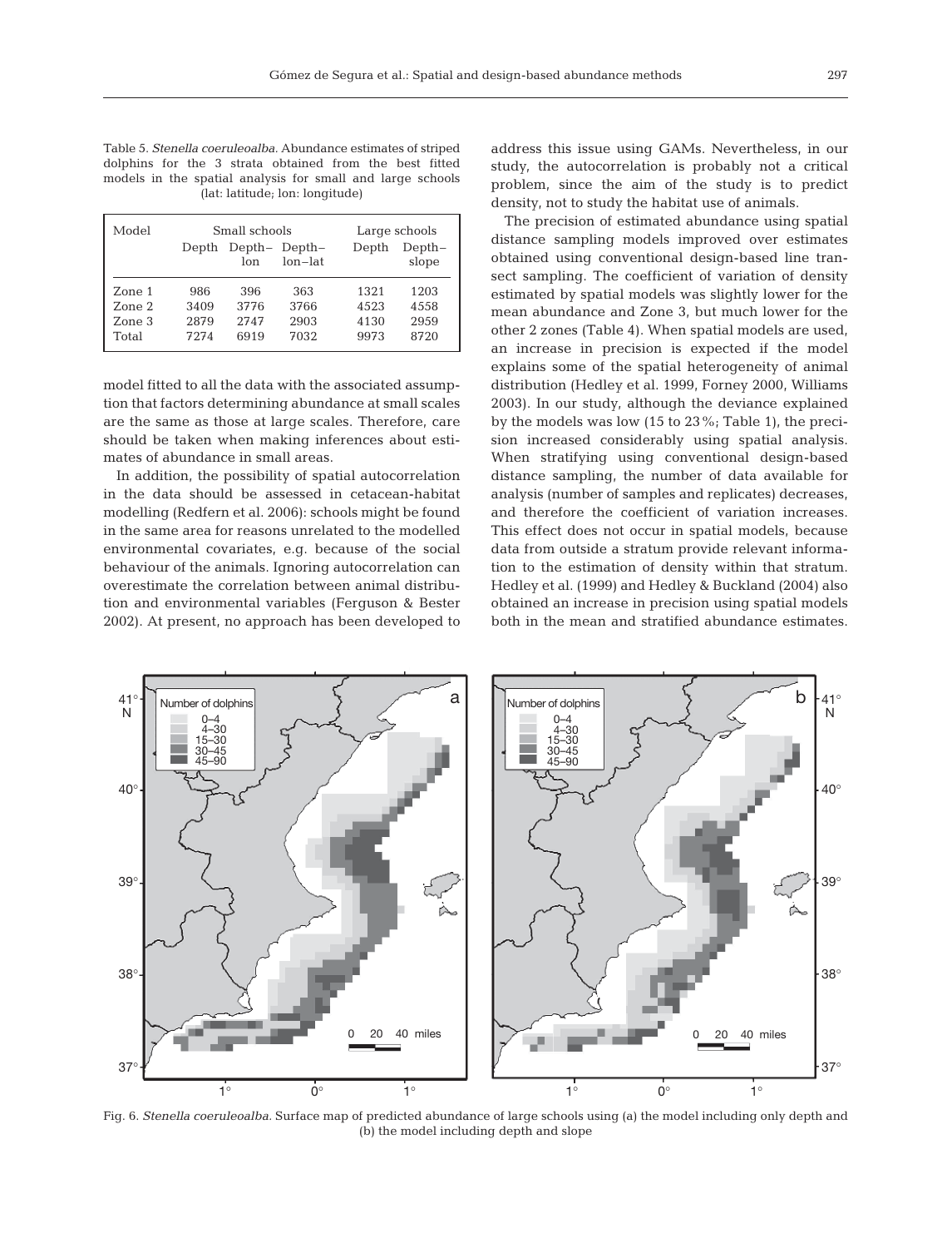Table 5. *Stenella coeruleoalba.* Abundance estimates of striped dolphins for the 3 strata obtained from the best fitted models in the spatial analysis for small and large schools (lat: latitude; lon: longitude)

| Model | Small schools | | | Large schools | |
|---|---|---|---|---|---|
| | Depth | Depth–lon | Depth–lon–lat | Depth | Depth–slope |
| Zone 1 | 986 | 396 | 363 | 1321 | 1203 |
| Zone 2 | 3409 | 3776 | 3766 | 4523 | 4558 |
| Zone 3 | 2879 | 2747 | 2903 | 4130 | 2959 |
| Total | 7274 | 6919 | 7032 | 9973 | 8720 |

model fitted to all the data with the associated assumption that factors determining abundance at small scales are the same as those at large scales. Therefore, care should be taken when making inferences about estimates of abundance in small areas.

In addition, the possibility of spatial autocorrelation in the data should be assessed in cetacean-habitat modelling (Redfern et al. 2006): schools might be found in the same area for reasons unrelated to the modelled environmental covariates, e.g. because of the social behaviour of the animals. Ignoring autocorrelation can overestimate the correlation between animal distribution and environmental variables (Ferguson & Bester 2002). At present, no approach has been developed to address this issue using GAMs. Nevertheless, in our study, the autocorrelation is probably not a critical problem, since the aim of the study is to predict density, not to study the habitat use of animals.

The precision of estimated abundance using spatial distance sampling models improved over estimates obtained using conventional design-based line transect sampling. The coefficient of variation of density estimated by spatial models was slightly lower for the mean abundance and Zone 3, but much lower for the other 2 zones (Table 4). When spatial models are used, an increase in precision is expected if the model explains some of the spatial heterogeneity of animal distribution (Hedley et al. 1999, Forney 2000, Williams 2003). In our study, although the deviance explained by the models was low (15 to 23%; Table 1), the precision increased considerably using spatial analysis. When stratifying using conventional design-based distance sampling, the number of data available for analysis (number of samples and replicates) decreases, and therefore the coefficient of variation increases. This effect does not occur in spatial models, because data from outside a stratum provide relevant information to the estimation of density within that stratum. Hedley et al. (1999) and Hedley & Buckland (2004) also obtained an increase in precision using spatial models both in the mean and stratified abundance estimates.

Fig. 6. *Stenella coeruleoalba.* Surface map of predicted abundance of large schools using (a) the model including only depth and (b) the model including depth and slope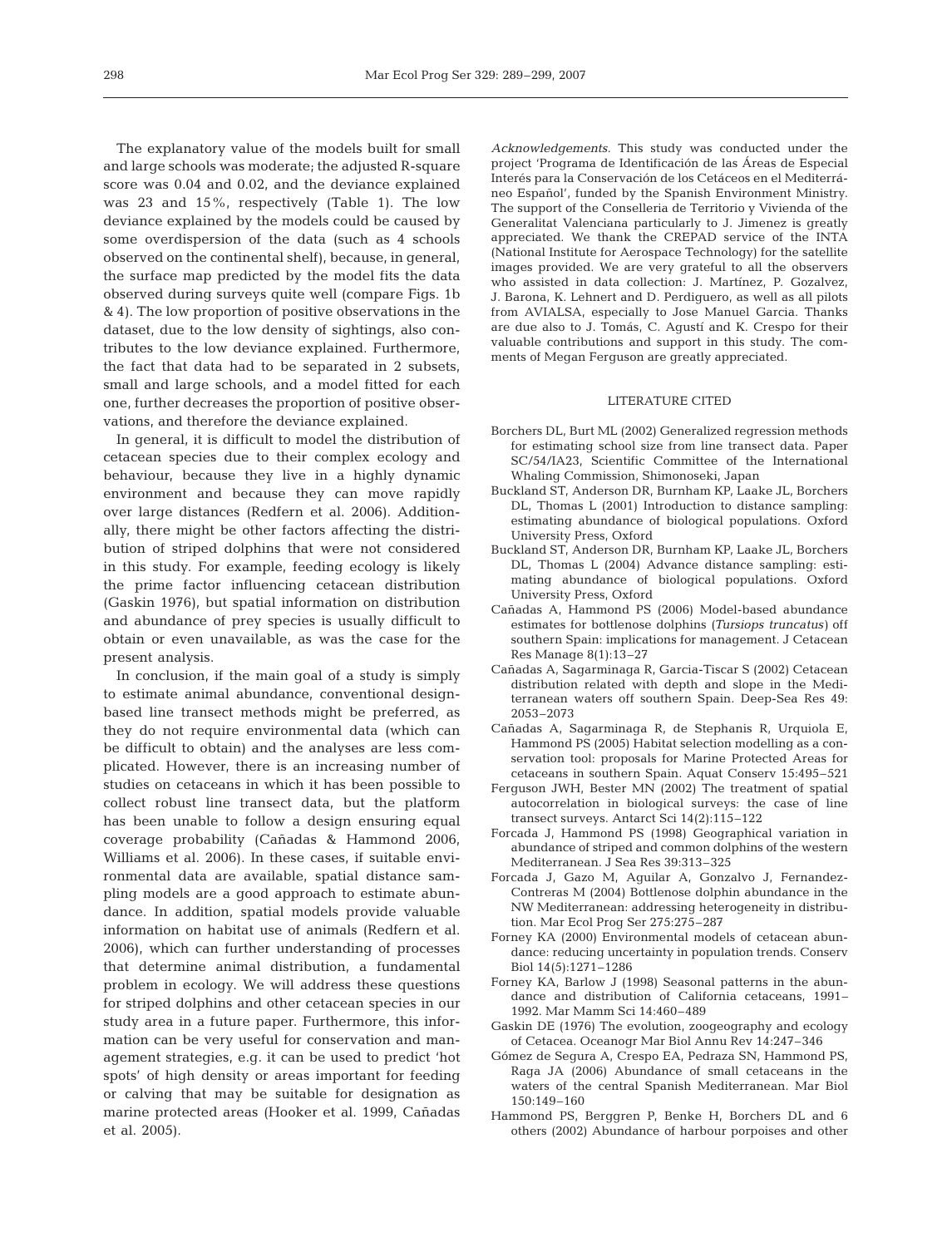The explanatory value of the models built for small and large schools was moderate; the adjusted R-square score was 0.04 and 0.02, and the deviance explained was 23 and 15%, respectively (Table 1). The low deviance explained by the models could be caused by some overdispersion of the data (such as 4 schools observed on the continental shelf), because, in general, the surface map predicted by the model fits the data observed during surveys quite well (compare Figs. 1b & 4). The low proportion of positive observations in the dataset, due to the low density of sightings, also contributes to the low deviance explained. Furthermore, the fact that data had to be separated in 2 subsets, small and large schools, and a model fitted for each one, further decreases the proportion of positive observations, and therefore the deviance explained.

In general, it is difficult to model the distribution of cetacean species due to their complex ecology and behaviour, because they live in a highly dynamic environment and because they can move rapidly over large distances (Redfern et al. 2006). Additionally, there might be other factors affecting the distribution of striped dolphins that were not considered in this study. For example, feeding ecology is likely the prime factor influencing cetacean distribution (Gaskin 1976), but spatial information on distribution and abundance of prey species is usually difficult to obtain or even unavailable, as was the case for the present analysis.

In conclusion, if the main goal of a study is simply to estimate animal abundance, conventional design-based line transect methods might be preferred, as they do not require environmental data (which can be difficult to obtain) and the analyses are less complicated. However, there is an increasing number of studies on cetaceans in which it has been possible to collect robust line transect data, but the platform has been unable to follow a design ensuring equal coverage probability (Cañadas & Hammond 2006, Williams et al. 2006). In these cases, if suitable environmental data are available, spatial distance sampling models are a good approach to estimate abundance. In addition, spatial models provide valuable information on habitat use of animals (Redfern et al. 2006), which can further understanding of processes that determine animal distribution, a fundamental problem in ecology. We will address these questions for striped dolphins and other cetacean species in our study area in a future paper. Furthermore, this information can be very useful for conservation and management strategies, e.g. it can be used to predict 'hot spots' of high density or areas important for feeding or calving that may be suitable for designation as marine protected areas (Hooker et al. 1999, Cañadas et al. 2005).

*Acknowledgements.* This study was conducted under the project 'Programa de Identificación de las Áreas de Especial Interés para la Conservación de los Cetáceos en el Mediterráneo Español', funded by the Spanish Environment Ministry. The support of the Conselleria de Territorio y Vivienda of the Generalitat Valenciana particularly to J. Jimenez is greatly appreciated. We thank the CREPAD service of the INTA (National Institute for Aerospace Technology) for the satellite images provided. We are very grateful to all the observers who assisted in data collection: J. Martínez, P. Gozalvez, J. Barona, K. Lehnert and D. Perdiguero, as well as all pilots from AVIALSA, especially to Jose Manuel Garcia. Thanks are due also to J. Tomás, C. Agustí and K. Crespo for their valuable contributions and support in this study. The comments of Megan Ferguson are greatly appreciated.

## LITERATURE CITED

- Borchers DL, Burt ML (2002) Generalized regression methods for estimating school size from line transect data. Paper SC/54/IA23, Scientific Committee of the International Whaling Commission, Shimonoseki, Japan
- Buckland ST, Anderson DR, Burnham KP, Laake JL, Borchers DL, Thomas L (2001) Introduction to distance sampling: estimating abundance of biological populations. Oxford University Press, Oxford
- Buckland ST, Anderson DR, Burnham KP, Laake JL, Borchers DL, Thomas L (2004) Advance distance sampling: estimating abundance of biological populations. Oxford University Press, Oxford
- Cañadas A, Hammond PS (2006) Model-based abundance estimates for bottlenose dolphins (*Tursiops truncatus*) off southern Spain: implications for management. J Cetacean Res Manage 8(1):13–27
- Cañadas A, Sagarminaga R, Garcia-Tiscar S (2002) Cetacean distribution related with depth and slope in the Mediterranean waters off southern Spain. Deep-Sea Res 49: 2053–2073
- Cañadas A, Sagarminaga R, de Stephanis R, Urquiola E, Hammond PS (2005) Habitat selection modelling as a conservation tool: proposals for Marine Protected Areas for cetaceans in southern Spain. Aquat Conserv 15:495–521
- Ferguson JWH, Bester MN (2002) The treatment of spatial autocorrelation in biological surveys: the case of line transect surveys. Antarct Sci 14(2):115–122
- Forcada J, Hammond PS (1998) Geographical variation in abundance of striped and common dolphins of the western Mediterranean. J Sea Res 39:313–325
- Forcada J, Gazo M, Aguilar A, Gonzalvo J, Fernandez-Contreras M (2004) Bottlenose dolphin abundance in the NW Mediterranean: addressing heterogeneity in distribution. Mar Ecol Prog Ser 275:275–287
- Forney KA (2000) Environmental models of cetacean abundance: reducing uncertainty in population trends. Conserv Biol 14(5):1271–1286
- Forney KA, Barlow J (1998) Seasonal patterns in the abundance and distribution of California cetaceans, 1991–1992. Mar Mamm Sci 14:460–489
- Gaskin DE (1976) The evolution, zoogeography and ecology of Cetacea. Oceanogr Mar Biol Annu Rev 14:247–346
- Gómez de Segura A, Crespo EA, Pedraza SN, Hammond PS, Raga JA (2006) Abundance of small cetaceans in the waters of the central Spanish Mediterranean. Mar Biol 150:149–160
- Hammond PS, Berggren P, Benke H, Borchers DL and 6 others (2002) Abundance of harbour porpoises and other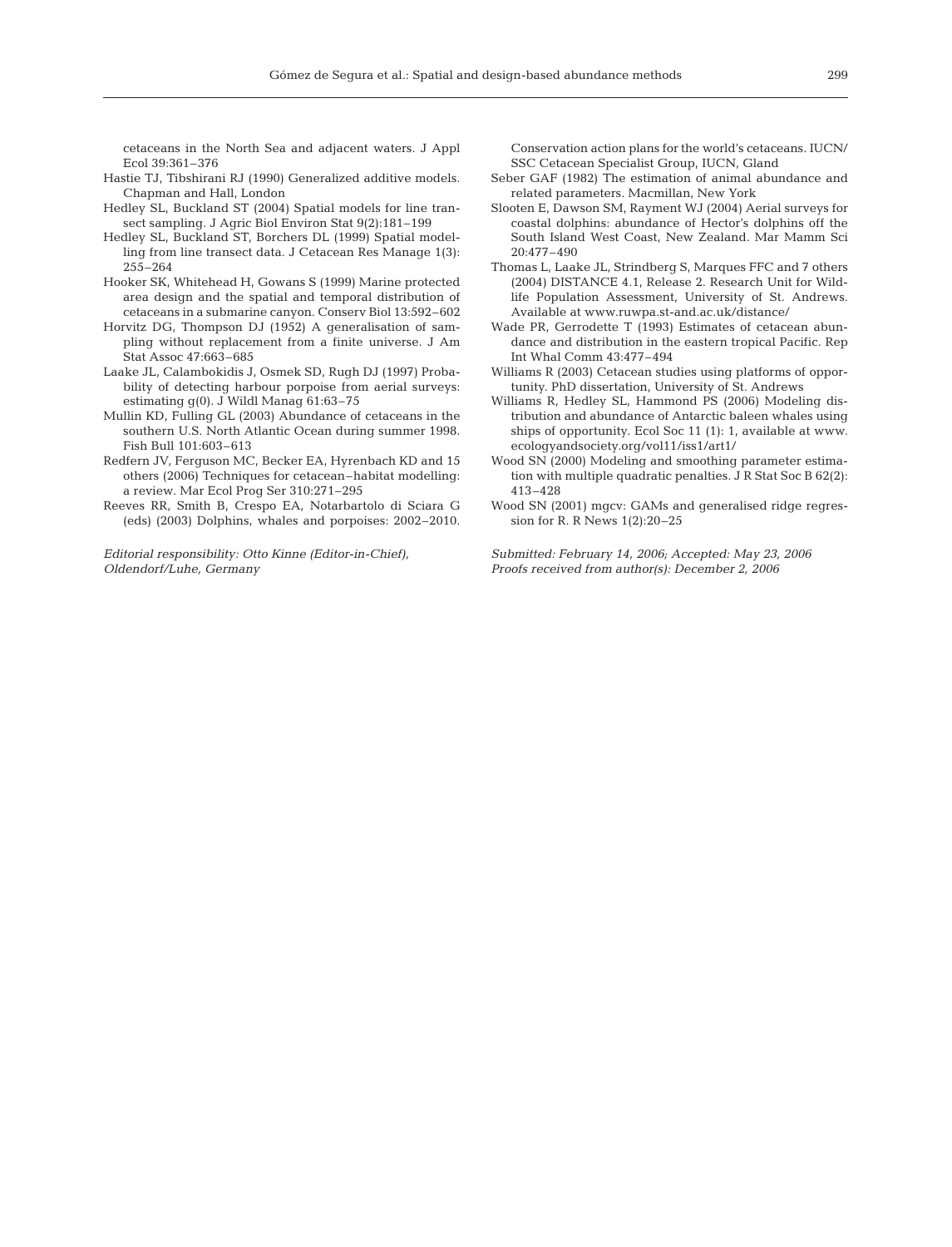cetaceans in the North Sea and adjacent waters. J Appl Ecol 39:361–376

Hastie TJ, Tibshirani RJ (1990) Generalized additive models. Chapman and Hall, London

Hedley SL, Buckland ST (2004) Spatial models for line transect sampling. J Agric Biol Environ Stat 9(2):181–199

Hedley SL, Buckland ST, Borchers DL (1999) Spatial modelling from line transect data. J Cetacean Res Manage 1(3): 255–264

Hooker SK, Whitehead H, Gowans S (1999) Marine protected area design and the spatial and temporal distribution of cetaceans in a submarine canyon. Conserv Biol 13:592–602

Horvitz DG, Thompson DJ (1952) A generalisation of sampling without replacement from a finite universe. J Am Stat Assoc 47:663–685

Laake JL, Calambokidis J, Osmek SD, Rugh DJ (1997) Probability of detecting harbour porpoise from aerial surveys: estimating g(0). J Wildl Manag 61:63–75

Mullin KD, Fulling GL (2003) Abundance of cetaceans in the southern U.S. North Atlantic Ocean during summer 1998. Fish Bull 101:603–613

Redfern JV, Ferguson MC, Becker EA, Hyrenbach KD and 15 others (2006) Techniques for cetacean–habitat modelling: a review. Mar Ecol Prog Ser 310:271–295

Reeves RR, Smith B, Crespo EA, Notarbartolo di Sciara G (eds) (2003) Dolphins, whales and porpoises: 2002–2010. Conservation action plans for the world's cetaceans. IUCN/SSC Cetacean Specialist Group, IUCN, Gland

Seber GAF (1982) The estimation of animal abundance and related parameters. Macmillan, New York

Slooten E, Dawson SM, Rayment WJ (2004) Aerial surveys for coastal dolphins: abundance of Hector's dolphins off the South Island West Coast, New Zealand. Mar Mamm Sci 20:477–490

Thomas L, Laake JL, Strindberg S, Marques FFC and 7 others (2004) DISTANCE 4.1, Release 2. Research Unit for Wildlife Population Assessment, University of St. Andrews. Available at www.ruwpa.st-and.ac.uk/distance/

Wade PR, Gerrodette T (1993) Estimates of cetacean abundance and distribution in the eastern tropical Pacific. Rep Int Whal Comm 43:477–494

Williams R (2003) Cetacean studies using platforms of opportunity. PhD dissertation, University of St. Andrews

Williams R, Hedley SL, Hammond PS (2006) Modeling distribution and abundance of Antarctic baleen whales using ships of opportunity. Ecol Soc 11 (1): 1, available at www.ecologyandsociety.org/vol11/iss1/art1/

Wood SN (2000) Modeling and smoothing parameter estimation with multiple quadratic penalties. J R Stat Soc B 62(2): 413–428

Wood SN (2001) mgcv: GAMs and generalised ridge regression for R. R News 1(2):20–25

*Editorial responsibility: Otto Kinne (Editor-in-Chief), Oldendorf/Luhe, Germany*

*Submitted: February 14, 2006; Accepted: May 23, 2006*
*Proofs received from author(s): December 2, 2006*